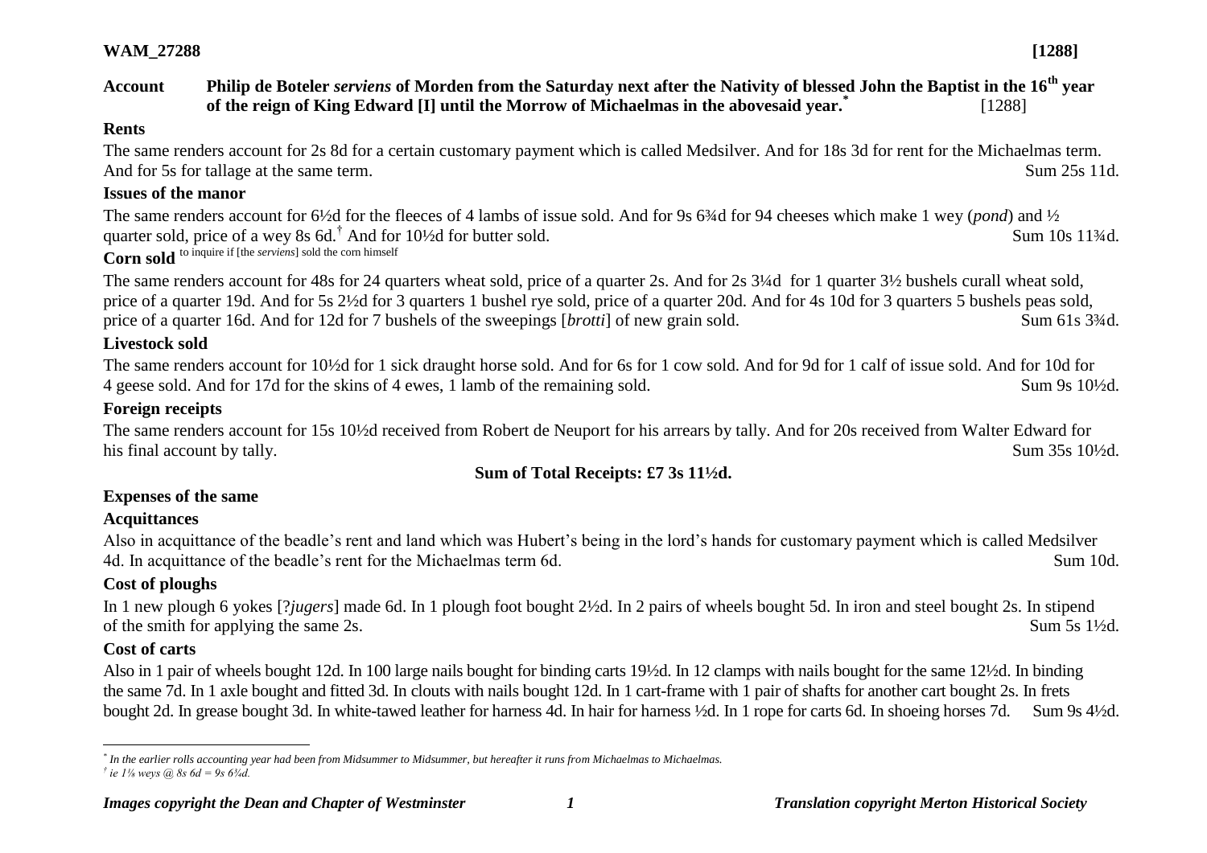**WAM_27288** **[1288]**

**Account** **Philip de Boteler *serviens* of Morden from the Saturday next after the Nativity of blessed John the Baptist in the 16th year of the reign of King Edward [I] until the Morrow of Michaelmas in the abovesaid year.*** [1288]

### Rents

The same renders account for 2s 8d for a certain customary payment which is called Medsilver. And for 18s 3d for rent for the Michaelmas term. And for 5s for tallage at the same term. Sum 25s 11d.

### Issues of the manor

The same renders account for 6½d for the fleeces of 4 lambs of issue sold. And for 9s 6¾d for 94 cheeses which make 1 wey (*pond*) and ½ quarter sold, price of a wey 8s 6d.† And for 10½d for butter sold. Sum 10s 11¾d.

### Corn sold
to inquire if [the *serviens*] sold the corn himself

The same renders account for 48s for 24 quarters wheat sold, price of a quarter 2s. And for 2s 3¼d for 1 quarter 3½ bushels curall wheat sold, price of a quarter 19d. And for 5s 2½d for 3 quarters 1 bushel rye sold, price of a quarter 20d. And for 4s 10d for 3 quarters 5 bushels peas sold, price of a quarter 16d. And for 12d for 7 bushels of the sweepings [*brotti*] of new grain sold. Sum 61s 3¾d.

### Livestock sold

The same renders account for 10½d for 1 sick draught horse sold. And for 6s for 1 cow sold. And for 9d for 1 calf of issue sold. And for 10d for 4 geese sold. And for 17d for the skins of 4 ewes, 1 lamb of the remaining sold. Sum 9s 10½d.

### Foreign receipts

The same renders account for 15s 10½d received from Robert de Neuport for his arrears by tally. And for 20s received from Walter Edward for his final account by tally. Sum 35s 10½d.

**Sum of Total Receipts: £7 3s 11½d.**

### Expenses of the same

### Acquittances

Also in acquittance of the beadle's rent and land which was Hubert's being in the lord's hands for customary payment which is called Medsilver 4d. In acquittance of the beadle's rent for the Michaelmas term 6d. Sum 10d.

### Cost of ploughs

In 1 new plough 6 yokes [?*jugers*] made 6d. In 1 plough foot bought 2½d. In 2 pairs of wheels bought 5d. In iron and steel bought 2s. In stipend of the smith for applying the same 2s. Sum 5s 1½d.

### Cost of carts

Also in 1 pair of wheels bought 12d. In 100 large nails bought for binding carts 19½d. In 12 clamps with nails bought for the same 12½d. In binding the same 7d. In 1 axle bought and fitted 3d. In clouts with nails bought 12d. In 1 cart-frame with 1 pair of shafts for another cart bought 2s. In frets bought 2d. In grease bought 3d. In white-tawed leather for harness 4d. In hair for harness ½d. In 1 rope for carts 6d. In shoeing horses 7d. Sum 9s 4½d.

---

\* *In the earlier rolls accounting year had been from Midsummer to Midsummer, but hereafter it runs from Michaelmas to Michaelmas.*

† *ie 1⅛ weys @ 8s 6d = 9s 6¾d.*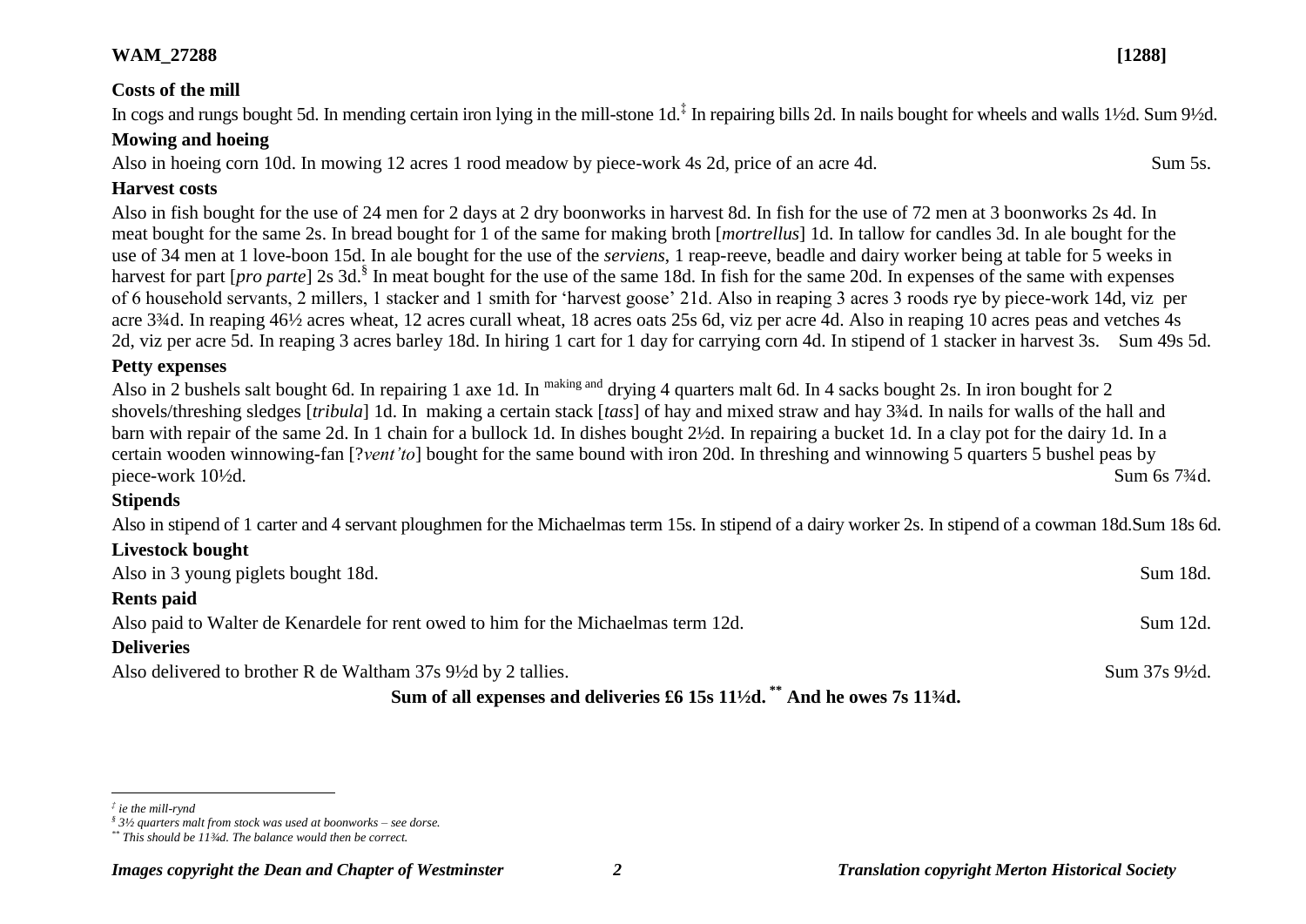**WAM_27288 [1288]**

**Costs of the mill**

In cogs and rungs bought 5d. In mending certain iron lying in the mill-stone 1d.[‡] In repairing bills 2d. In nails bought for wheels and walls 1½d. Sum 9½d.

**Mowing and hoeing**

Also in hoeing corn 10d. In mowing 12 acres 1 rood meadow by piece-work 4s 2d, price of an acre 4d. Sum 5s.

**Harvest costs**

Also in fish bought for the use of 24 men for 2 days at 2 dry boonworks in harvest 8d. In fish for the use of 72 men at 3 boonworks 2s 4d. In meat bought for the same 2s. In bread bought for 1 of the same for making broth [*mortrellus*] 1d. In tallow for candles 3d. In ale bought for the use of 34 men at 1 love-boon 15d. In ale bought for the use of the *serviens*, 1 reap-reeve, beadle and dairy worker being at table for 5 weeks in harvest for part [*pro parte*] 2s 3d.[§] In meat bought for the use of the same 18d. In fish for the same 20d. In expenses of the same with expenses of 6 household servants, 2 millers, 1 stacker and 1 smith for 'harvest goose' 21d. Also in reaping 3 acres 3 roods rye by piece-work 14d, viz per acre 3¾d. In reaping 46½ acres wheat, 12 acres curall wheat, 18 acres oats 25s 6d, viz per acre 4d. Also in reaping 10 acres peas and vetches 4s 2d, viz per acre 5d. In reaping 3 acres barley 18d. In hiring 1 cart for 1 day for carrying corn 4d. In stipend of 1 stacker in harvest 3s. Sum 49s 5d.

**Petty expenses**

Also in 2 bushels salt bought 6d. In repairing 1 axe 1d. In making and drying 4 quarters malt 6d. In 4 sacks bought 2s. In iron bought for 2 shovels/threshing sledges [*tribula*] 1d. In making a certain stack [*tass*] of hay and mixed straw and hay 3¾d. In nails for walls of the hall and barn with repair of the same 2d. In 1 chain for a bullock 1d. In dishes bought 2½d. In repairing a bucket 1d. In a clay pot for the dairy 1d. In a certain wooden winnowing-fan [?*vent'to*] bought for the same bound with iron 20d. In threshing and winnowing 5 quarters 5 bushel peas by piece-work 10½d. Sum 6s 7¾d.

**Stipends**

Also in stipend of 1 carter and 4 servant ploughmen for the Michaelmas term 15s. In stipend of a dairy worker 2s. In stipend of a cowman 18d. Sum 18s 6d.

**Livestock bought**

Also in 3 young piglets bought 18d. Sum 18d.

**Rents paid**

Also paid to Walter de Kenardele for rent owed to him for the Michaelmas term 12d. Sum 12d.

**Deliveries**

Also delivered to brother R de Waltham 37s 9½d by 2 tallies. Sum 37s 9½d.

**Sum of all expenses and deliveries £6 15s 11½d.[\*\*] And he owes 7s 11¾d.**

---

[‡] *ie the mill-rynd*

[§] *3½ quarters malt from stock was used at boonworks – see dorse.*

[\*\*] *This should be 11¾d. The balance would then be correct.*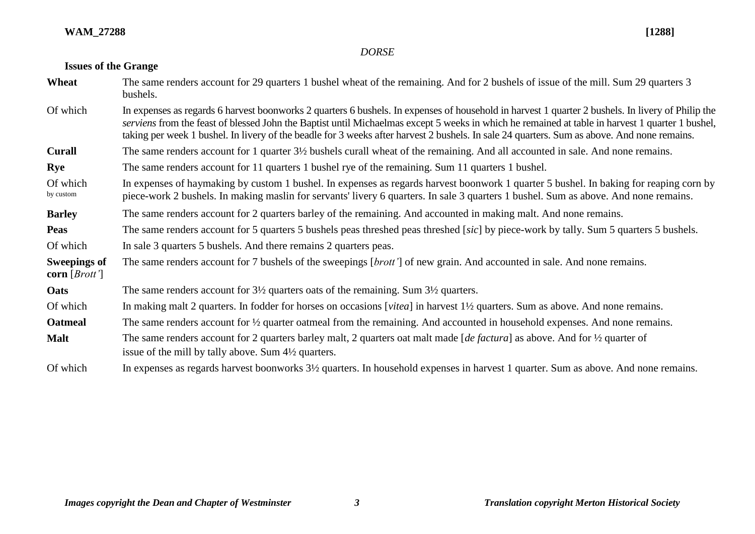*DORSE*

**Issues of the Grange**

| | |
|---|---|
| **Wheat** | The same renders account for 29 quarters 1 bushel wheat of the remaining. And for 2 bushels of issue of the mill. Sum 29 quarters 3 bushels. |
| Of which | In expenses as regards 6 harvest boonworks 2 quarters 6 bushels. In expenses of household in harvest 1 quarter 2 bushels. In livery of Philip the *serviens* from the feast of blessed John the Baptist until Michaelmas except 5 weeks in which he remained at table in harvest 1 quarter 1 bushel, taking per week 1 bushel. In livery of the beadle for 3 weeks after harvest 2 bushels. In sale 24 quarters. Sum as above. And none remains. |
| **Curall** | The same renders account for 1 quarter 3½ bushels curall wheat of the remaining. And all accounted in sale. And none remains. |
| **Rye** | The same renders account for 11 quarters 1 bushel rye of the remaining. Sum 11 quarters 1 bushel. |
| Of which<br>by custom | In expenses of haymaking by custom 1 bushel. In expenses as regards harvest boonwork 1 quarter 5 bushel. In baking for reaping corn by piece-work 2 bushels. In making maslin for servants' livery 6 quarters. In sale 3 quarters 1 bushel. Sum as above. And none remains. |
| **Barley** | The same renders account for 2 quarters barley of the remaining. And accounted in making malt. And none remains. |
| **Peas** | The same renders account for 5 quarters 5 bushels peas threshed peas threshed [*sic*] by piece-work by tally. Sum 5 quarters 5 bushels. |
| Of which | In sale 3 quarters 5 bushels. And there remains 2 quarters peas. |
| **Sweepings of corn** [*Brott'*] | The same renders account for 7 bushels of the sweepings [*brott'*] of new grain. And accounted in sale. And none remains. |
| **Oats** | The same renders account for 3½ quarters oats of the remaining. Sum 3½ quarters. |
| Of which | In making malt 2 quarters. In fodder for horses on occasions [*vitea*] in harvest 1½ quarters. Sum as above. And none remains. |
| **Oatmeal** | The same renders account for ½ quarter oatmeal from the remaining. And accounted in household expenses. And none remains. |
| **Malt** | The same renders account for 2 quarters barley malt, 2 quarters oat malt made [*de factura*] as above. And for ½ quarter of issue of the mill by tally above. Sum 4½ quarters. |
| Of which | In expenses as regards harvest boonworks 3½ quarters. In household expenses in harvest 1 quarter. Sum as above. And none remains. |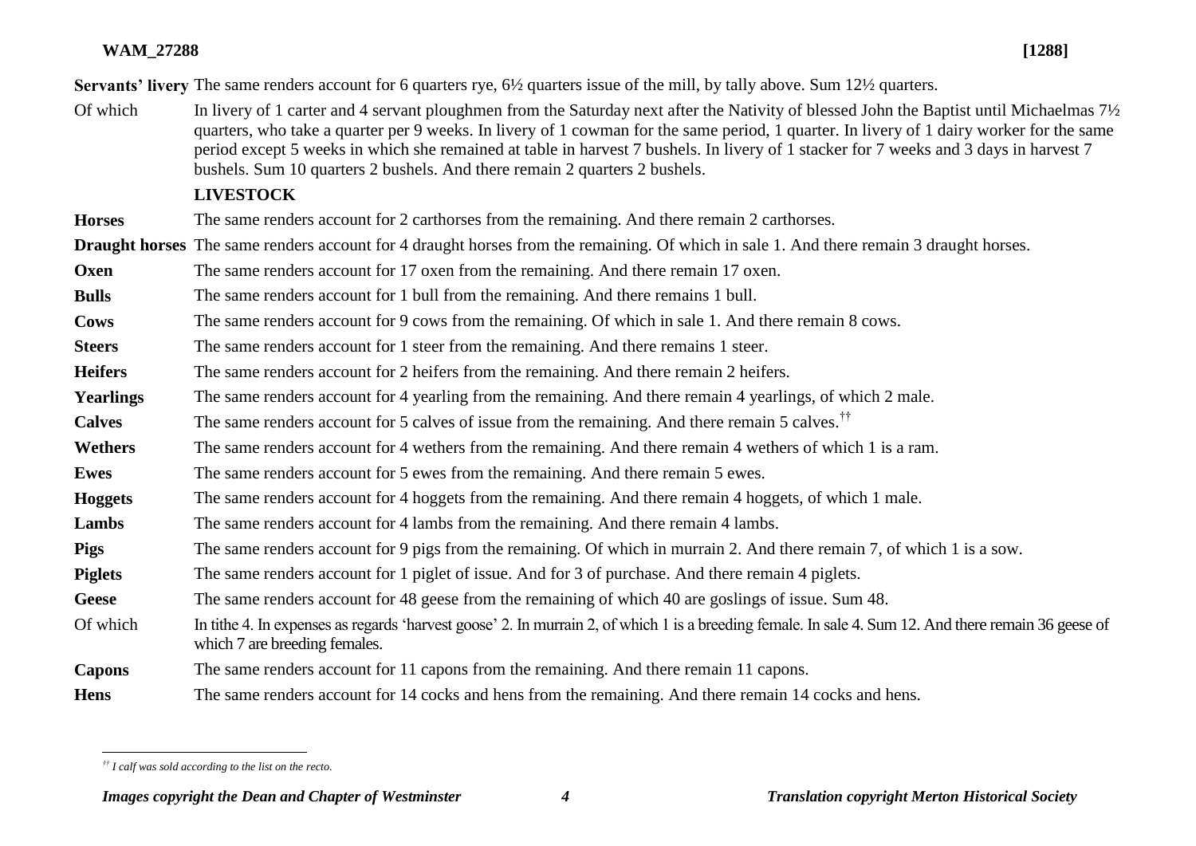**Servants' livery** The same renders account for 6 quarters rye, 6½ quarters issue of the mill, by tally above. Sum 12½ quarters.

Of which — In livery of 1 carter and 4 servant ploughmen from the Saturday next after the Nativity of blessed John the Baptist until Michaelmas 7½ quarters, who take a quarter per 9 weeks. In livery of 1 cowman for the same period, 1 quarter. In livery of 1 dairy worker for the same period except 5 weeks in which she remained at table in harvest 7 bushels. In livery of 1 stacker for 7 weeks and 3 days in harvest 7 bushels. Sum 10 quarters 2 bushels. And there remain 2 quarters 2 bushels.

## LIVESTOCK

**Horses** The same renders account for 2 carthorses from the remaining. And there remain 2 carthorses.

**Draught horses** The same renders account for 4 draught horses from the remaining. Of which in sale 1. And there remain 3 draught horses.

**Oxen** The same renders account for 17 oxen from the remaining. And there remain 17 oxen.

**Bulls** The same renders account for 1 bull from the remaining. And there remains 1 bull.

**Cows** The same renders account for 9 cows from the remaining. Of which in sale 1. And there remain 8 cows.

**Steers** The same renders account for 1 steer from the remaining. And there remains 1 steer.

**Heifers** The same renders account for 2 heifers from the remaining. And there remain 2 heifers.

**Yearlings** The same renders account for 4 yearling from the remaining. And there remain 4 yearlings, of which 2 male.

**Calves** The same renders account for 5 calves of issue from the remaining. And there remain 5 calves.[††]

**Wethers** The same renders account for 4 wethers from the remaining. And there remain 4 wethers of which 1 is a ram.

**Ewes** The same renders account for 5 ewes from the remaining. And there remain 5 ewes.

**Hoggets** The same renders account for 4 hoggets from the remaining. And there remain 4 hoggets, of which 1 male.

**Lambs** The same renders account for 4 lambs from the remaining. And there remain 4 lambs.

**Pigs** The same renders account for 9 pigs from the remaining. Of which in murrain 2. And there remain 7, of which 1 is a sow.

**Piglets** The same renders account for 1 piglet of issue. And for 3 of purchase. And there remain 4 piglets.

**Geese** The same renders account for 48 geese from the remaining of which 40 are goslings of issue. Sum 48.

Of which — In tithe 4. In expenses as regards 'harvest goose' 2. In murrain 2, of which 1 is a breeding female. In sale 4. Sum 12. And there remain 36 geese of which 7 are breeding females.

**Capons** The same renders account for 11 capons from the remaining. And there remain 11 capons.

**Hens** The same renders account for 14 cocks and hens from the remaining. And there remain 14 cocks and hens.

---

[††] *I calf was sold according to the list on the recto.*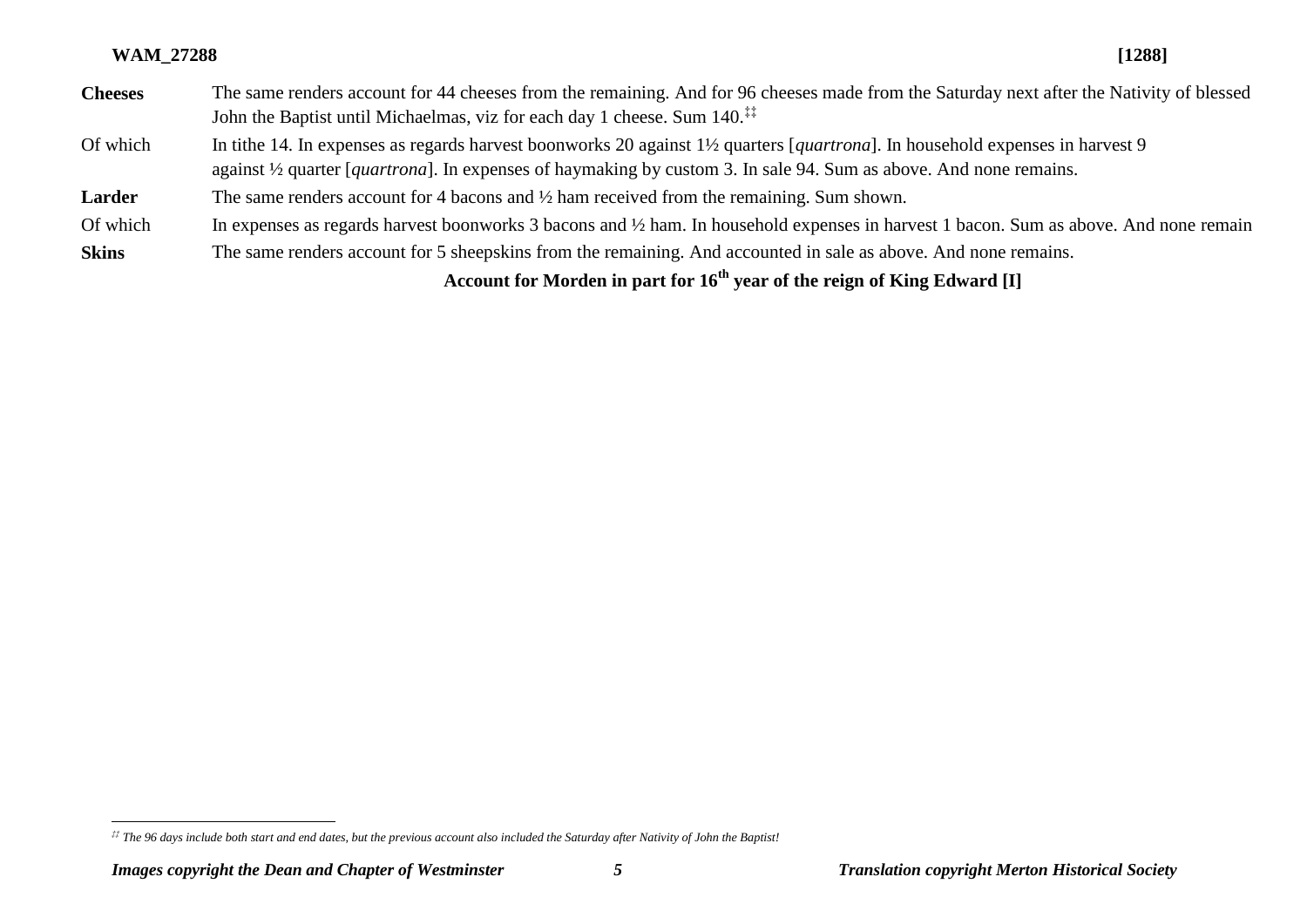**Cheeses** The same renders account for 44 cheeses from the remaining. And for 96 cheeses made from the Saturday next after the Nativity of blessed John the Baptist until Michaelmas, viz for each day 1 cheese. Sum 140.[‡‡]

Of which In tithe 14. In expenses as regards harvest boonworks 20 against 1½ quarters [*quartrona*]. In household expenses in harvest 9 against ½ quarter [*quartrona*]. In expenses of haymaking by custom 3. In sale 94. Sum as above. And none remains.

**Larder** The same renders account for 4 bacons and ½ ham received from the remaining. Sum shown.

Of which In expenses as regards harvest boonworks 3 bacons and ½ ham. In household expenses in harvest 1 bacon. Sum as above. And none remain

**Skins** The same renders account for 5 sheepskins from the remaining. And accounted in sale as above. And none remains.

**Account for Morden in part for 16th year of the reign of King Edward [I]**

[‡‡] *The 96 days include both start and end dates, but the previous account also included the Saturday after Nativity of John the Baptist!*